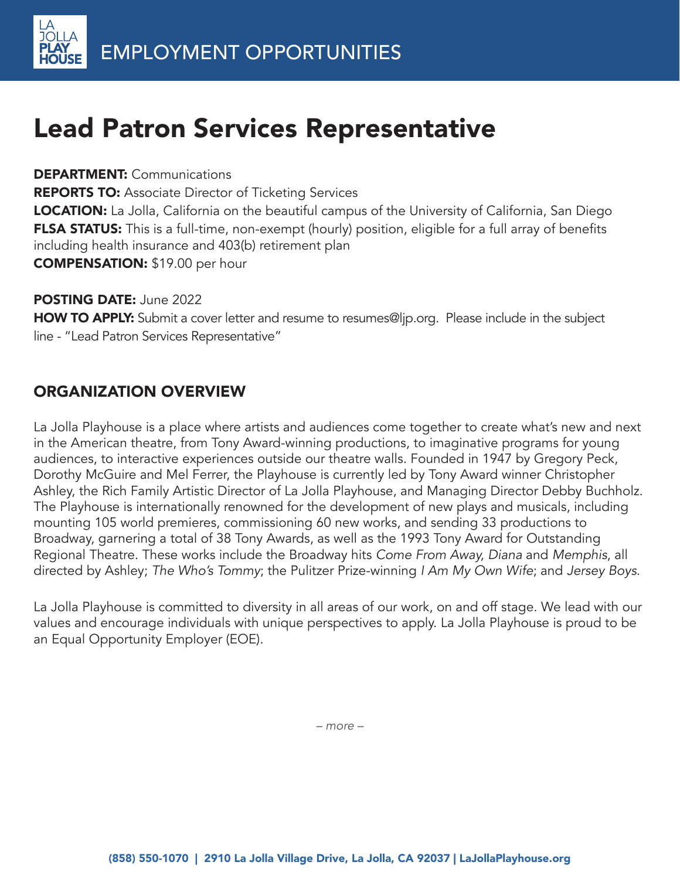EMPLOYMENT OPPORTUNITIES

# Lead Patron Services Representative

**DEPARTMENT:** Communications
**REPORTS TO:** Associate Director of Ticketing Services
**LOCATION:** La Jolla, California on the beautiful campus of the University of California, San Diego
**FLSA STATUS:** This is a full-time, non-exempt (hourly) position, eligible for a full array of benefits including health insurance and 403(b) retirement plan
**COMPENSATION:** $19.00 per hour

**POSTING DATE:** June 2022
**HOW TO APPLY:** Submit a cover letter and resume to resumes@ljp.org. Please include in the subject line - "Lead Patron Services Representative"

## ORGANIZATION OVERVIEW

La Jolla Playhouse is a place where artists and audiences come together to create what's new and next in the American theatre, from Tony Award-winning productions, to imaginative programs for young audiences, to interactive experiences outside our theatre walls. Founded in 1947 by Gregory Peck, Dorothy McGuire and Mel Ferrer, the Playhouse is currently led by Tony Award winner Christopher Ashley, the Rich Family Artistic Director of La Jolla Playhouse, and Managing Director Debby Buchholz. The Playhouse is internationally renowned for the development of new plays and musicals, including mounting 105 world premieres, commissioning 60 new works, and sending 33 productions to Broadway, garnering a total of 38 Tony Awards, as well as the 1993 Tony Award for Outstanding Regional Theatre. These works include the Broadway hits *Come From Away, Diana* and *Memphis*, all directed by Ashley; *The Who's Tommy*; the Pulitzer Prize-winning *I Am My Own Wife*; and *Jersey Boys*.

La Jolla Playhouse is committed to diversity in all areas of our work, on and off stage. We lead with our values and encourage individuals with unique perspectives to apply. La Jolla Playhouse is proud to be an Equal Opportunity Employer (EOE).

*– more –*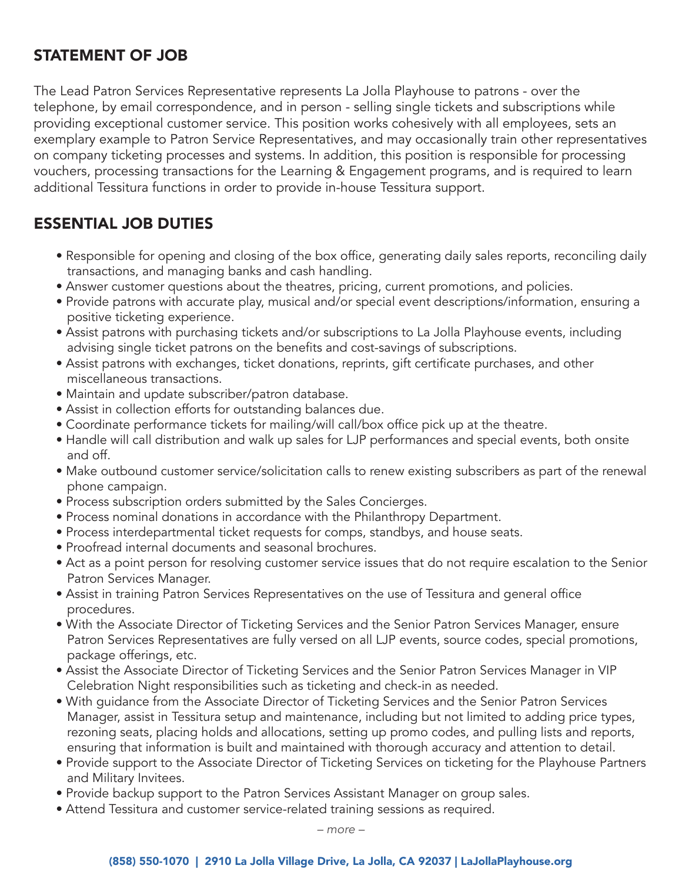## STATEMENT OF JOB

The Lead Patron Services Representative represents La Jolla Playhouse to patrons - over the telephone, by email correspondence, and in person - selling single tickets and subscriptions while providing exceptional customer service. This position works cohesively with all employees, sets an exemplary example to Patron Service Representatives, and may occasionally train other representatives on company ticketing processes and systems. In addition, this position is responsible for processing vouchers, processing transactions for the Learning & Engagement programs, and is required to learn additional Tessitura functions in order to provide in-house Tessitura support.

## ESSENTIAL JOB DUTIES

- Responsible for opening and closing of the box office, generating daily sales reports, reconciling daily transactions, and managing banks and cash handling.
- Answer customer questions about the theatres, pricing, current promotions, and policies.
- Provide patrons with accurate play, musical and/or special event descriptions/information, ensuring a positive ticketing experience.
- Assist patrons with purchasing tickets and/or subscriptions to La Jolla Playhouse events, including advising single ticket patrons on the benefits and cost-savings of subscriptions.
- Assist patrons with exchanges, ticket donations, reprints, gift certificate purchases, and other miscellaneous transactions.
- Maintain and update subscriber/patron database.
- Assist in collection efforts for outstanding balances due.
- Coordinate performance tickets for mailing/will call/box office pick up at the theatre.
- Handle will call distribution and walk up sales for LJP performances and special events, both onsite and off.
- Make outbound customer service/solicitation calls to renew existing subscribers as part of the renewal phone campaign.
- Process subscription orders submitted by the Sales Concierges.
- Process nominal donations in accordance with the Philanthropy Department.
- Process interdepartmental ticket requests for comps, standbys, and house seats.
- Proofread internal documents and seasonal brochures.
- Act as a point person for resolving customer service issues that do not require escalation to the Senior Patron Services Manager.
- Assist in training Patron Services Representatives on the use of Tessitura and general office procedures.
- With the Associate Director of Ticketing Services and the Senior Patron Services Manager, ensure Patron Services Representatives are fully versed on all LJP events, source codes, special promotions, package offerings, etc.
- Assist the Associate Director of Ticketing Services and the Senior Patron Services Manager in VIP Celebration Night responsibilities such as ticketing and check-in as needed.
- With guidance from the Associate Director of Ticketing Services and the Senior Patron Services Manager, assist in Tessitura setup and maintenance, including but not limited to adding price types, rezoning seats, placing holds and allocations, setting up promo codes, and pulling lists and reports, ensuring that information is built and maintained with thorough accuracy and attention to detail.
- Provide support to the Associate Director of Ticketing Services on ticketing for the Playhouse Partners and Military Invitees.
- Provide backup support to the Patron Services Assistant Manager on group sales.
- Attend Tessitura and customer service-related training sessions as required.

*– more –*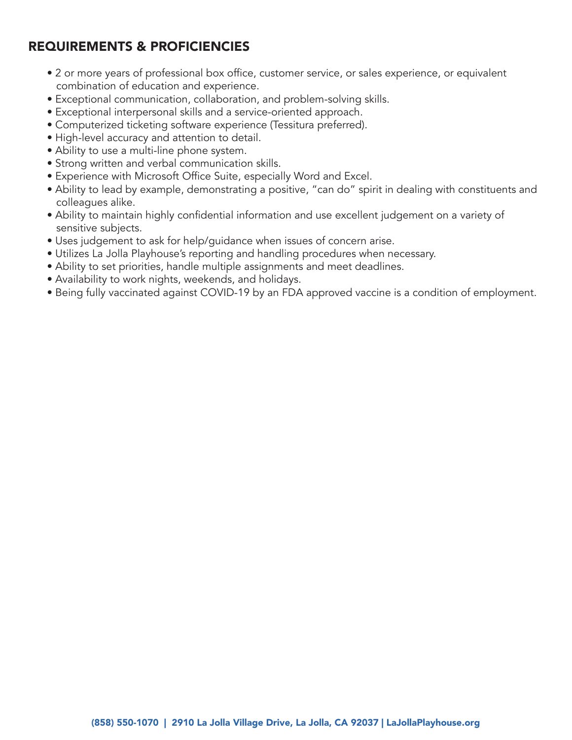## REQUIREMENTS & PROFICIENCIES

- 2 or more years of professional box office, customer service, or sales experience, or equivalent combination of education and experience.
- Exceptional communication, collaboration, and problem-solving skills.
- Exceptional interpersonal skills and a service-oriented approach.
- Computerized ticketing software experience (Tessitura preferred).
- High-level accuracy and attention to detail.
- Ability to use a multi-line phone system.
- Strong written and verbal communication skills.
- Experience with Microsoft Office Suite, especially Word and Excel.
- Ability to lead by example, demonstrating a positive, "can do" spirit in dealing with constituents and colleagues alike.
- Ability to maintain highly confidential information and use excellent judgement on a variety of sensitive subjects.
- Uses judgement to ask for help/guidance when issues of concern arise.
- Utilizes La Jolla Playhouse's reporting and handling procedures when necessary.
- Ability to set priorities, handle multiple assignments and meet deadlines.
- Availability to work nights, weekends, and holidays.
- Being fully vaccinated against COVID-19 by an FDA approved vaccine is a condition of employment.

(858) 550-1070 | 2910 La Jolla Village Drive, La Jolla, CA 92037 | LaJollaPlayhouse.org